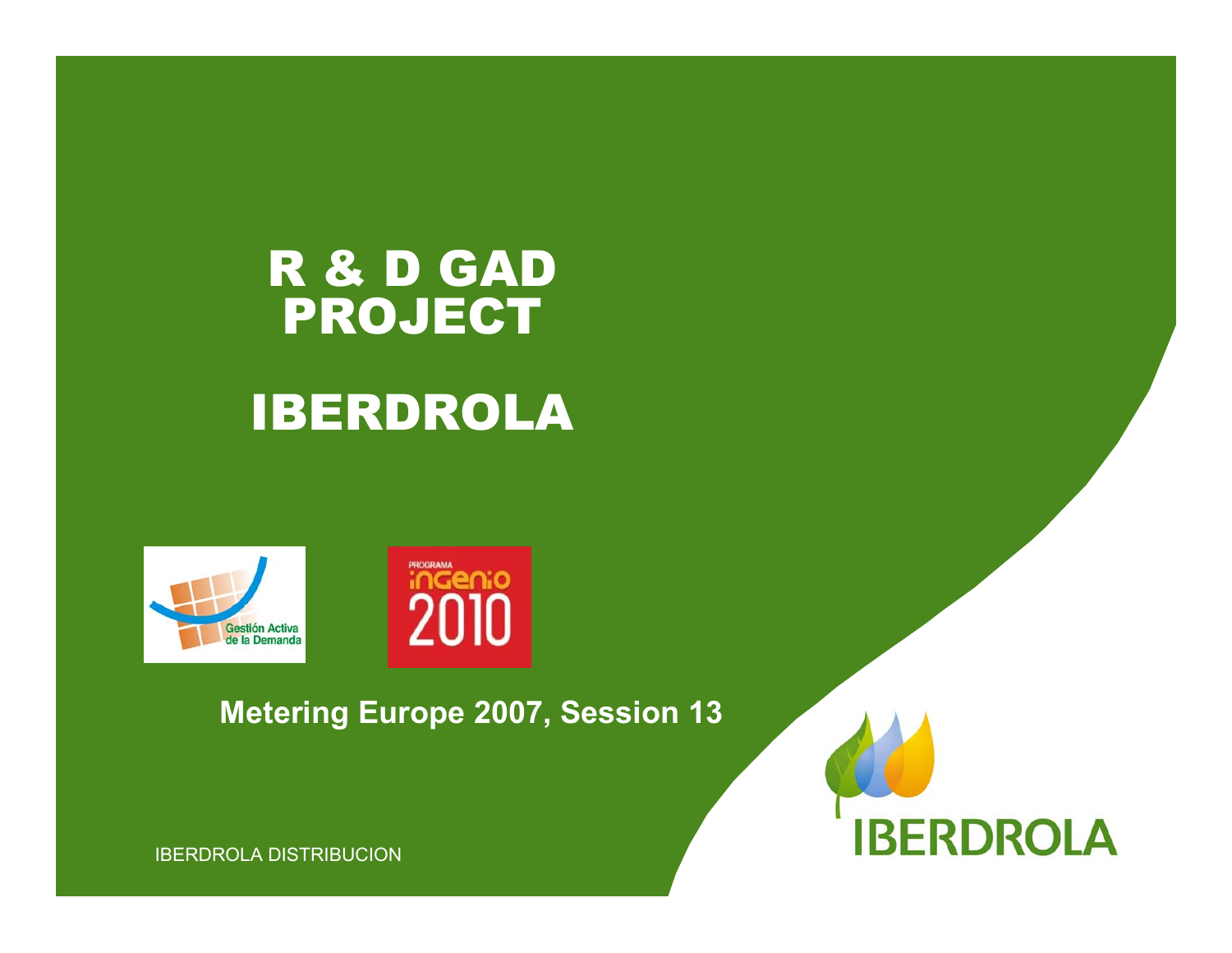# R & D GAD PROJECT

# IBERDROLA

Gestión Activa de la Demanda

PROGRAMA ingenio 2010

**Metering Europe 2007, Session 13**

IBERDROLA DISTRIBUCION

IBERDROLA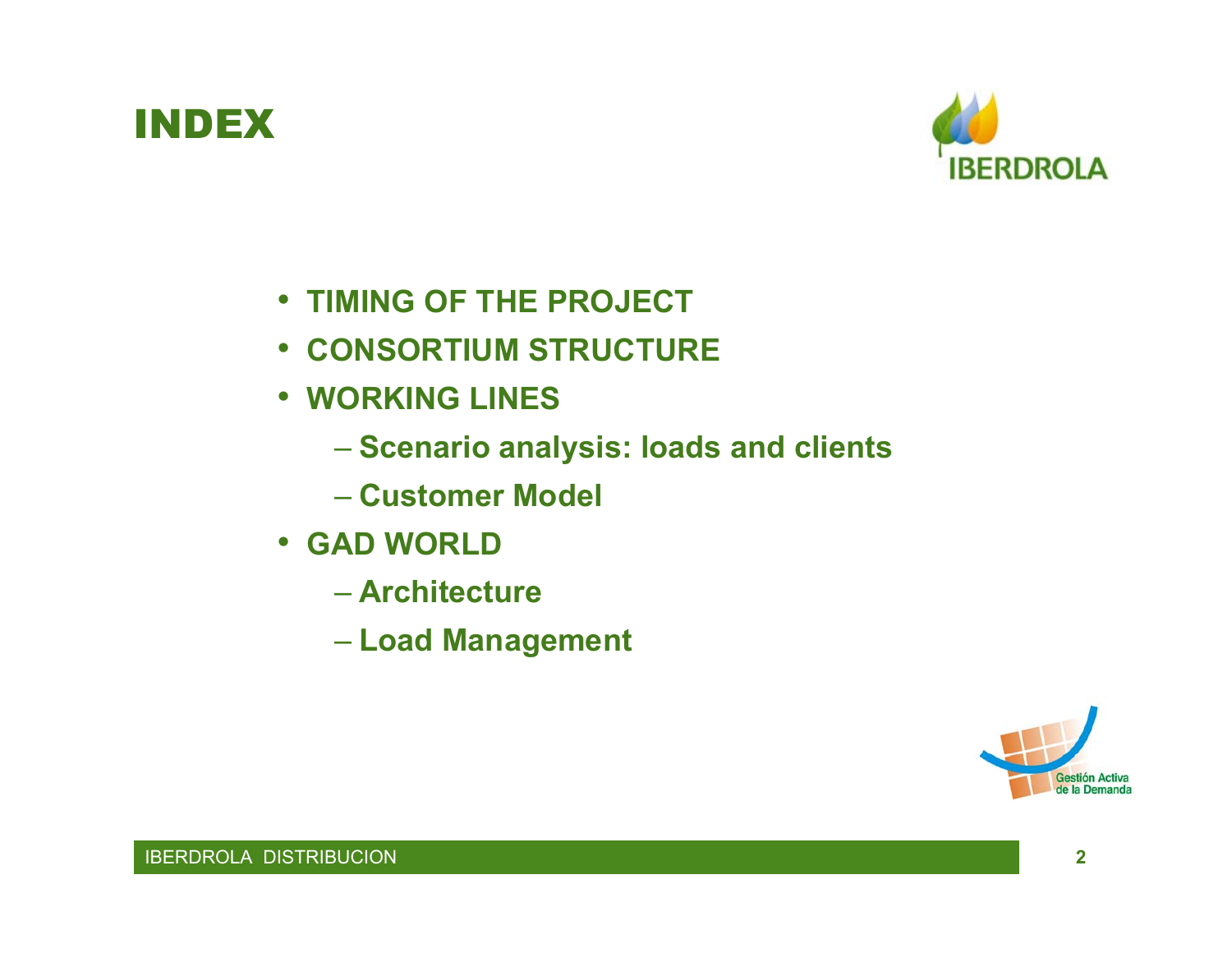# INDEX

- **TIMING OF THE PROJECT**
- **CONSORTIUM STRUCTURE**
- **WORKING LINES**
  - **Scenario analysis: loads and clients**
  - **Customer Model**
- **GAD WORLD**
  - **Architecture**
  - **Load Management**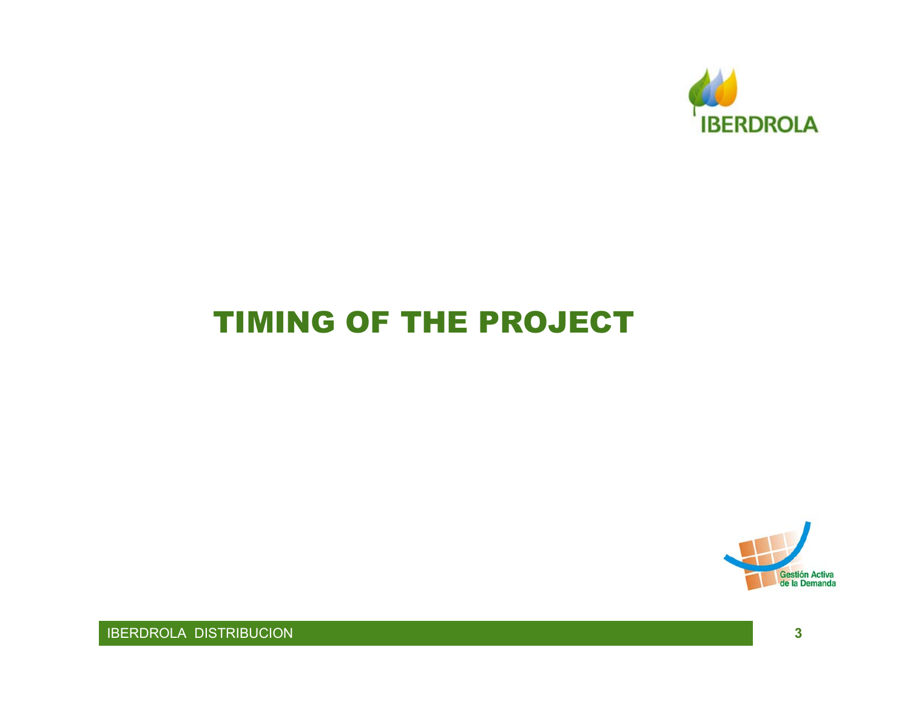# TIMING OF THE PROJECT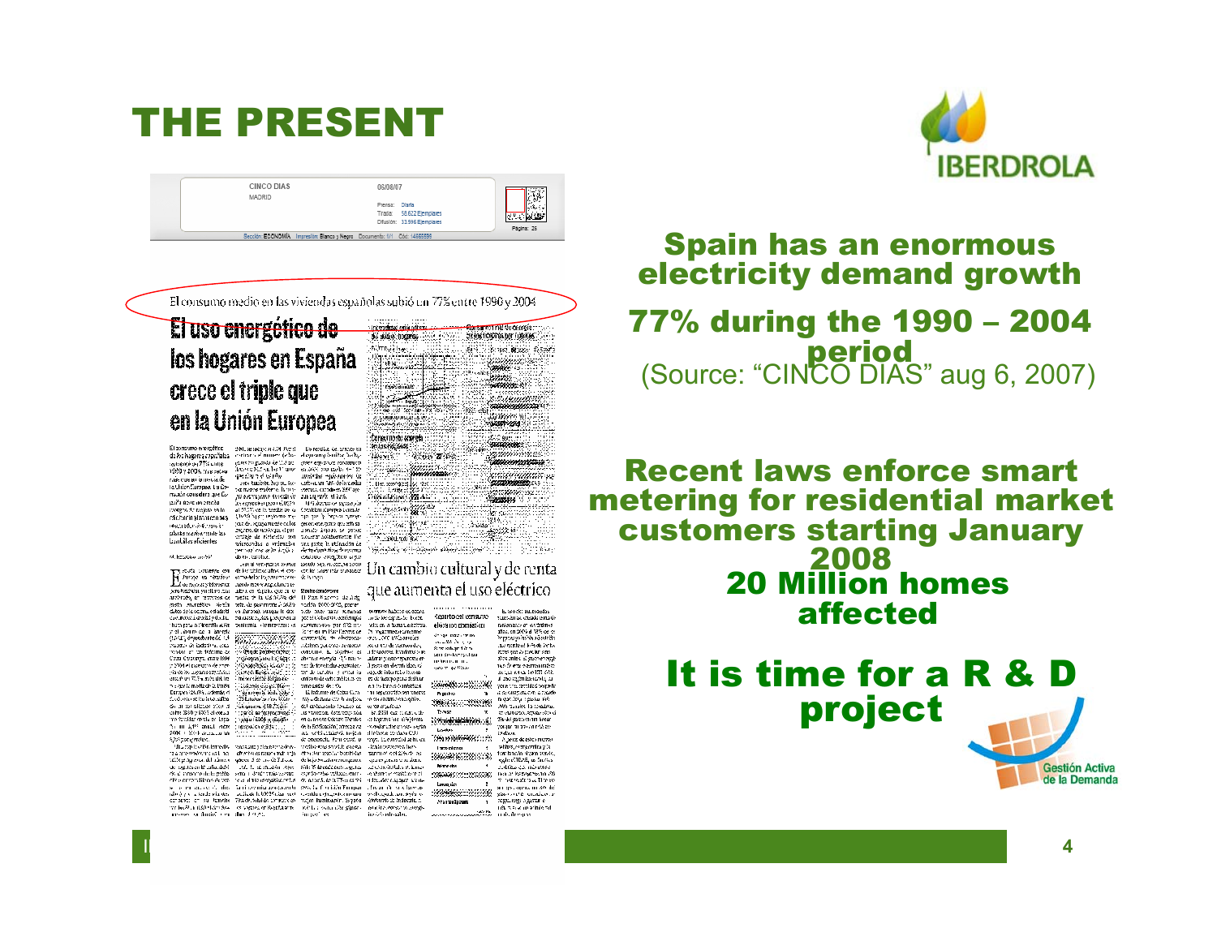# THE PRESENT

CINCO DIAS
MADRID
06/08/07

El consumo medio en las viviendas españolas subió un 77% entre 1990 y 2004

**El uso energético de los hogares en España crece el triple que en la Unión Europea**

Un cambio cultural y de renta que aumenta el uso eléctrico

## Spain has an enormous electricity demand growth

## 77% during the 1990 – 2004 period

(Source: "CINCO DIAS" aug 6, 2007)

## Recent laws enforce smart metering for residential market customers starting January 2008

## 20 Million homes affected

## It is time for a R & D project

Gestión Activa de la Demanda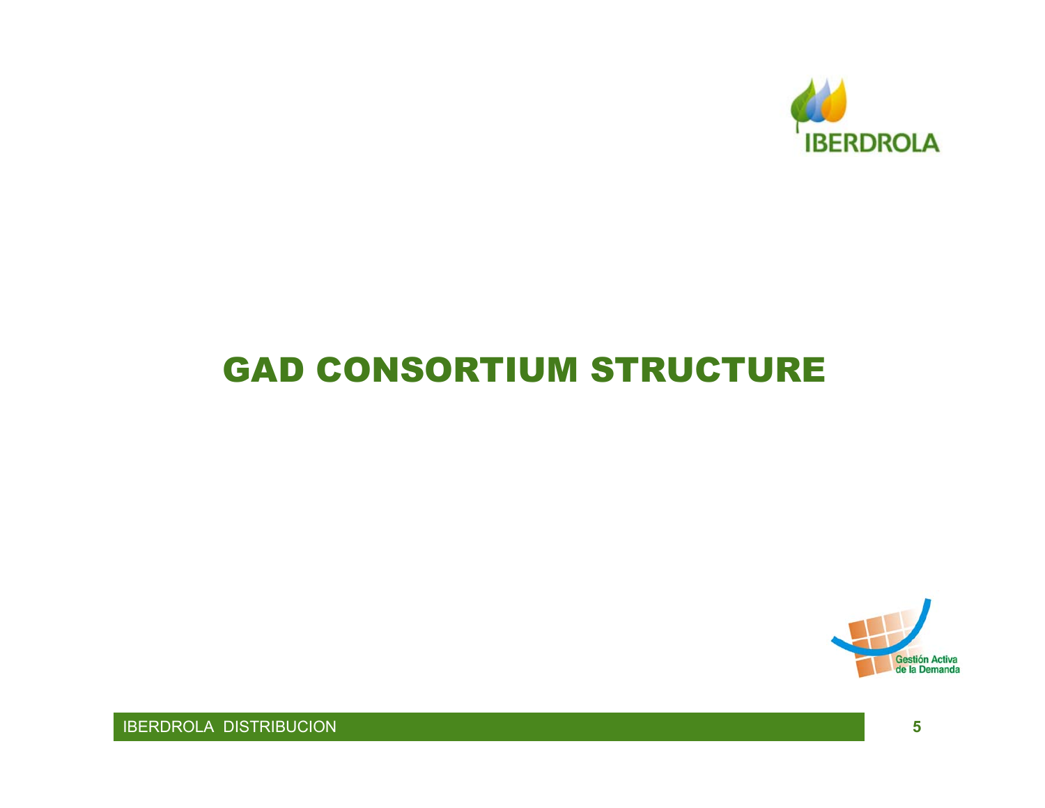# GAD CONSORTIUM STRUCTURE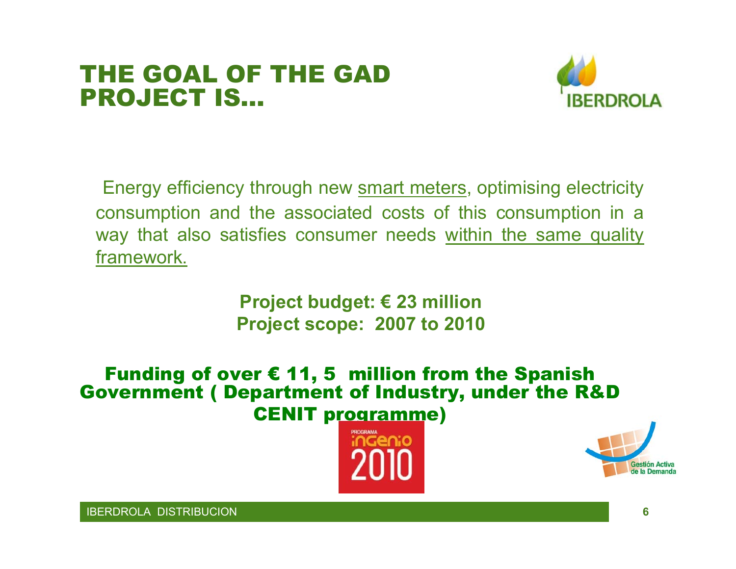# THE GOAL OF THE GAD PROJECT IS…

Energy efficiency through new smart meters, optimising electricity consumption and the associated costs of this consumption in a way that also satisfies consumer needs within the same quality framework.

**Project budget: € 23 million**
**Project scope: 2007 to 2010**

**Funding of over € 11, 5 million from the Spanish Government ( Department of Industry, under the R&D CENIT programme)**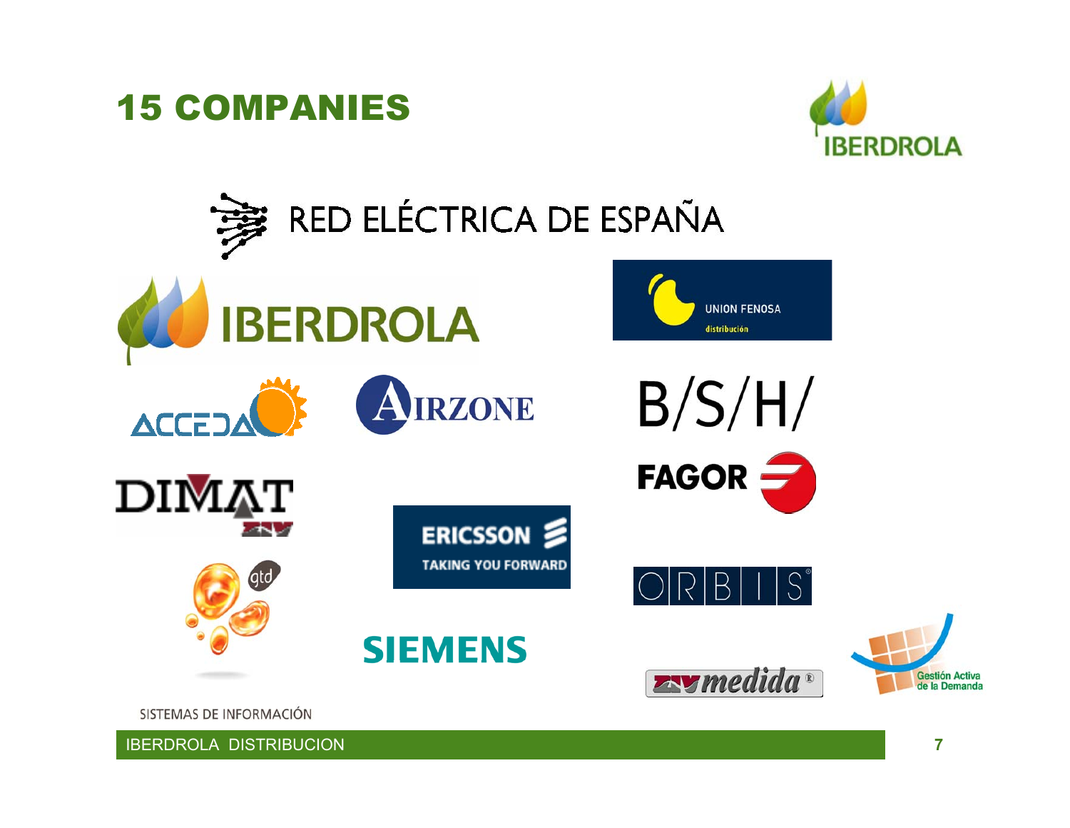# 15 COMPANIES

RED ELÉCTRICA DE ESPAÑA

IBERDROLA

UNION FENOSA distribución

ACCEDA

AIRZONE

B/S/H/

FAGOR

DIMAT

ERICSSON TAKING YOU FORWARD

gtd

ORBIS

SIEMENS

ZIV medida

Gestión Activa de la Demanda

SISTEMAS DE INFORMACIÓN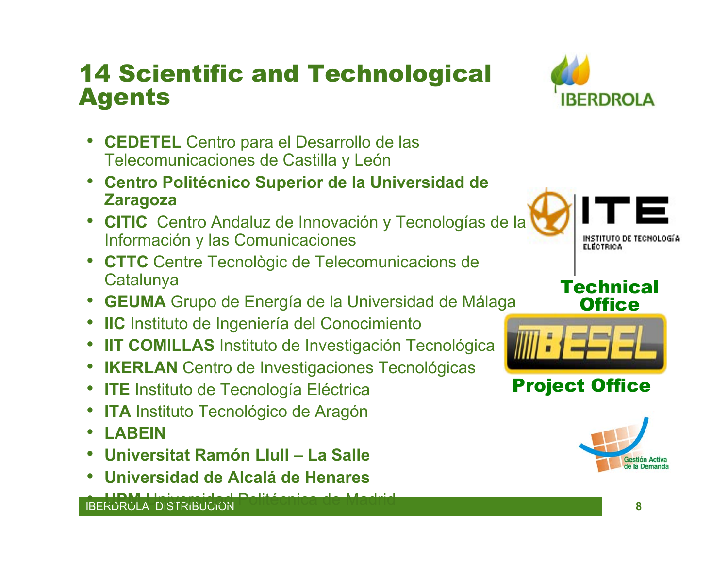# 14 Scientific and Technological Agents

- **CEDETEL** Centro para el Desarrollo de las Telecomunicaciones de Castilla y León
- **Centro Politécnico Superior de la Universidad de Zaragoza**
- **CITIC** Centro Andaluz de Innovación y Tecnologías de la Información y las Comunicaciones
- **CTTC** Centre Tecnològic de Telecomunicacions de Catalunya
- **GEUMA** Grupo de Energía de la Universidad de Málaga
- **IIC** Instituto de Ingeniería del Conocimiento
- **IIT COMILLAS** Instituto de Investigación Tecnológica
- **IKERLAN** Centro de Investigaciones Tecnológicas
- **ITE** Instituto de Tecnología Eléctrica
- **ITA** Instituto Tecnológico de Aragón
- **LABEIN**
- **Universitat Ramón Llull – La Salle**
- **Universidad de Alcalá de Henares**
- **UPM** Universidad Politécnica de Madrid

ITE Instituto de Tecnología Eléctrica

**Technical Office**

BESEL

**Project Office**

Gestión Activa de la Demanda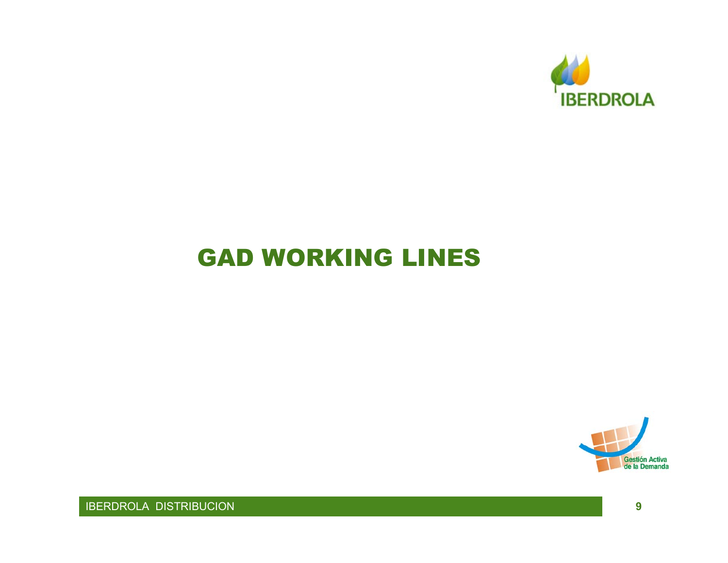# GAD WORKING LINES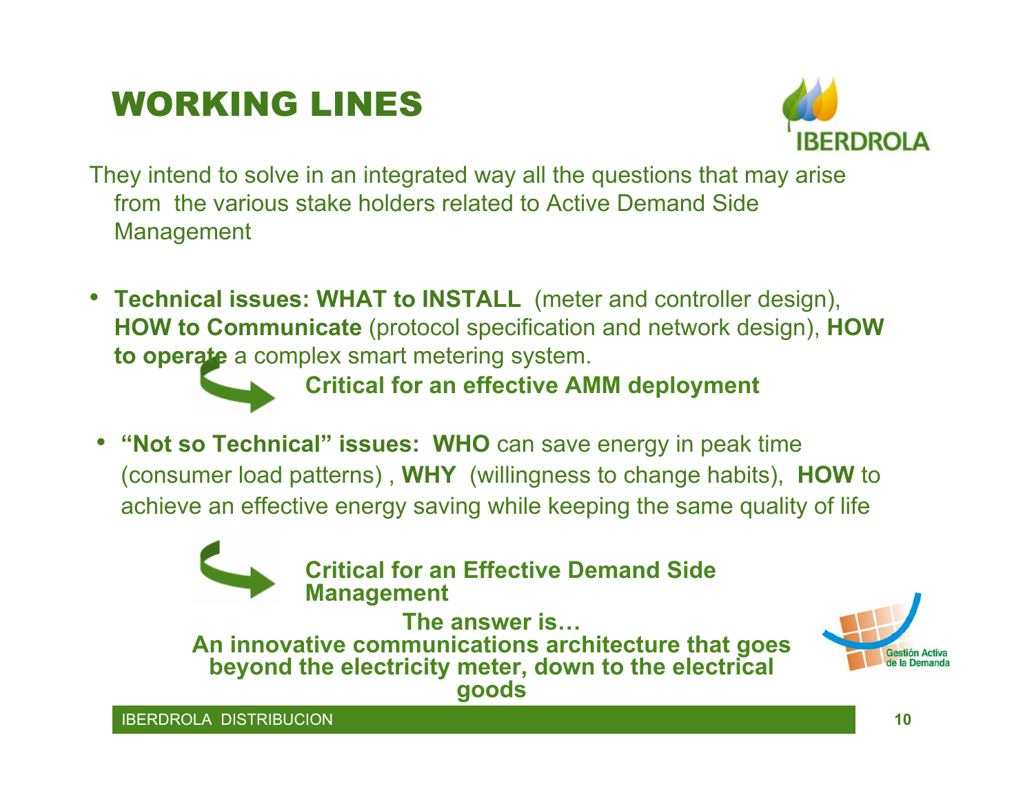# WORKING LINES

They intend to solve in an integrated way all the questions that may arise from the various stake holders related to Active Demand Side Management

- **Technical issues: WHAT to INSTALL** (meter and controller design), **HOW to Communicate** (protocol specification and network design), **HOW to operate** a complex smart metering system.

  **Critical for an effective AMM deployment**

- **"Not so Technical" issues: WHO** can save energy in peak time (consumer load patterns) , **WHY** (willingness to change habits), **HOW** to achieve an effective energy saving while keeping the same quality of life

  **Critical for an Effective Demand Side Management**

**The answer is…**

**An innovative communications architecture that goes beyond the electricity meter, down to the electrical goods**

Gestión Activa de la Demanda

IBERDROLA DISTRIBUCION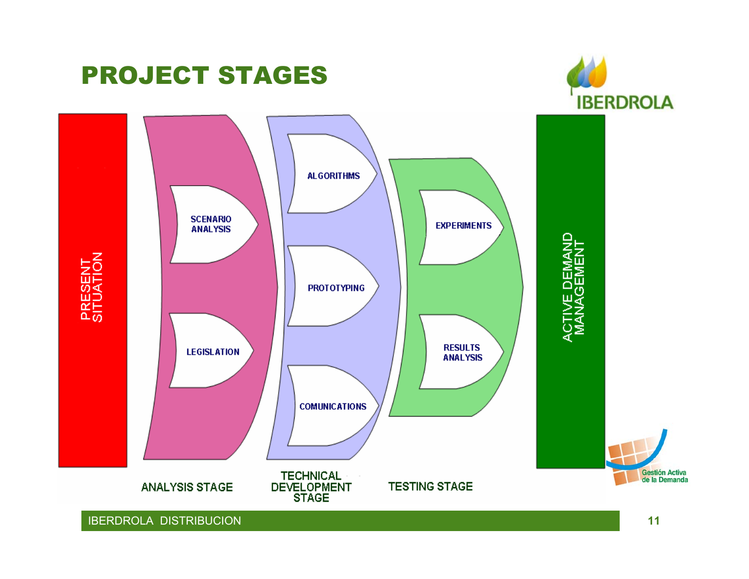# PROJECT STAGES

PRESENT SITUATION

**ANALYSIS STAGE**
- SCENARIO ANALYSIS
- LEGISLATION

**TECHNICAL DEVELOPMENT STAGE**
- ALGORITHMS
- PROTOTYPING
- COMUNICATIONS

**TESTING STAGE**
- EXPERIMENTS
- RESULTS ANALYSIS

ACTIVE DEMAND MANAGEMENT

Gestión Activa de la Demanda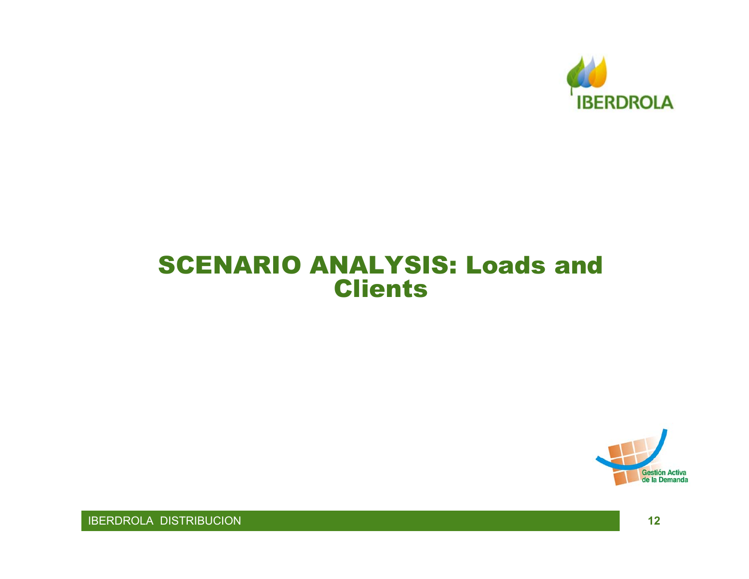# SCENARIO ANALYSIS: Loads and Clients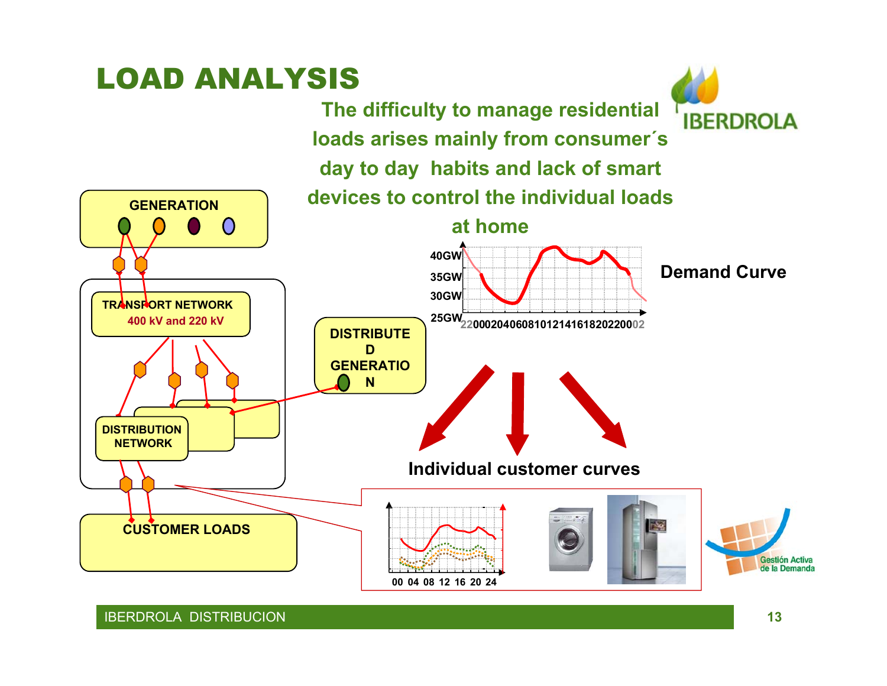# LOAD ANALYSIS

**The difficulty to manage residential loads arises mainly from consumer´s day to day habits and lack of smart devices to control the individual loads at home**

GENERATION

TRANSPORT NETWORK
400 kV and 220 kV

DISTRIBUTION NETWORK

DISTRIBUTED GENERATION

CUSTOMER LOADS

**Demand Curve**

40GW
35GW
30GW
25GW

22 00 02 04 06 08 10 12 14 16 18 20 22 00 02

**Individual customer curves**

00 04 08 12 16 20 24

Gestión Activa de la Demanda

IBERDROLA DISTRIBUCION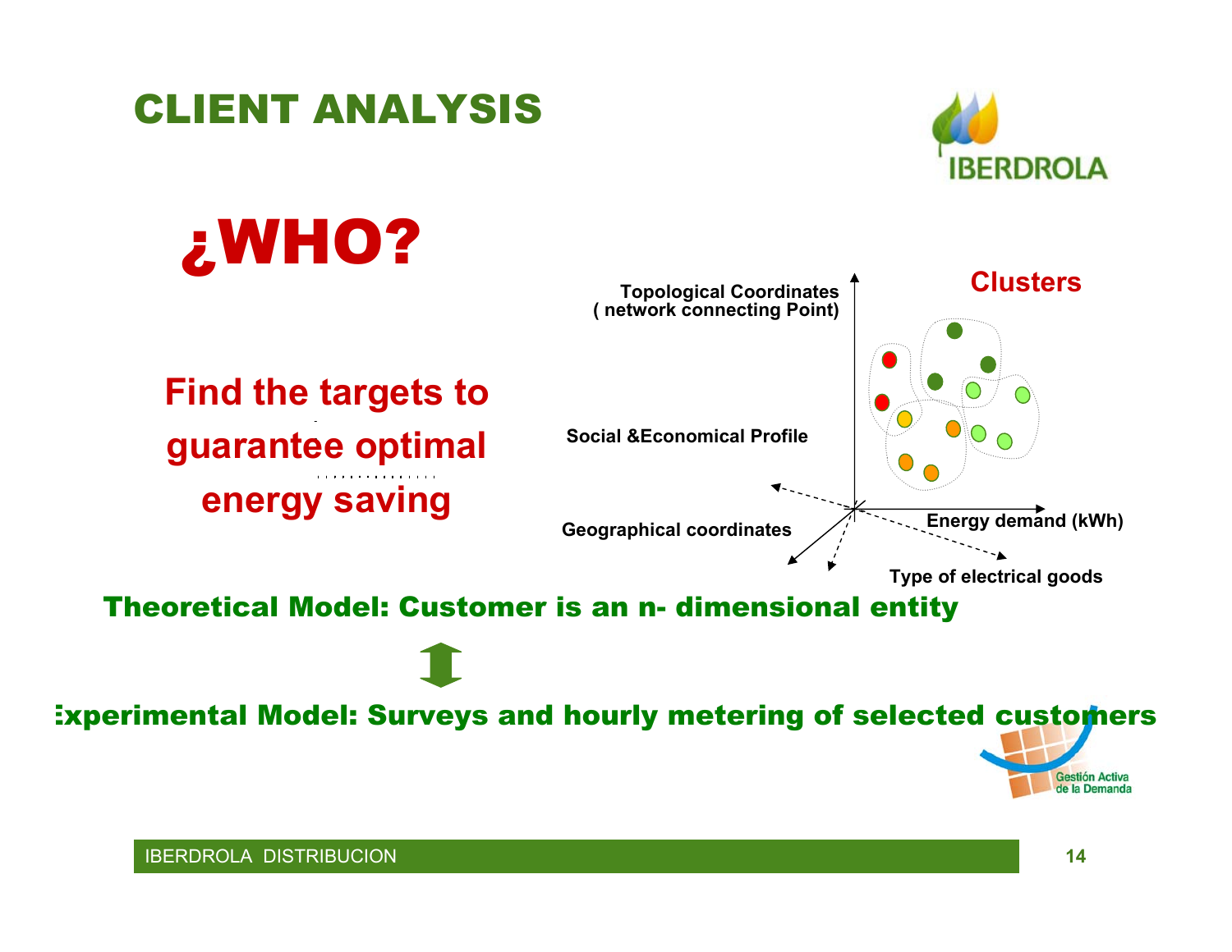# CLIENT ANALYSIS

## ¿WHO?

**Find the targets to guarantee optimal energy saving**

**Clusters**

Topological Coordinates ( network connecting Point)

Social &Economical Profile

Geographical coordinates

Energy demand (kWh)

Type of electrical goods

**Theoretical Model: Customer is an n- dimensional entity**

**Experimental Model: Surveys and hourly metering of selected customers**

Gestión Activa de la Demanda

IBERDROLA DISTRIBUCION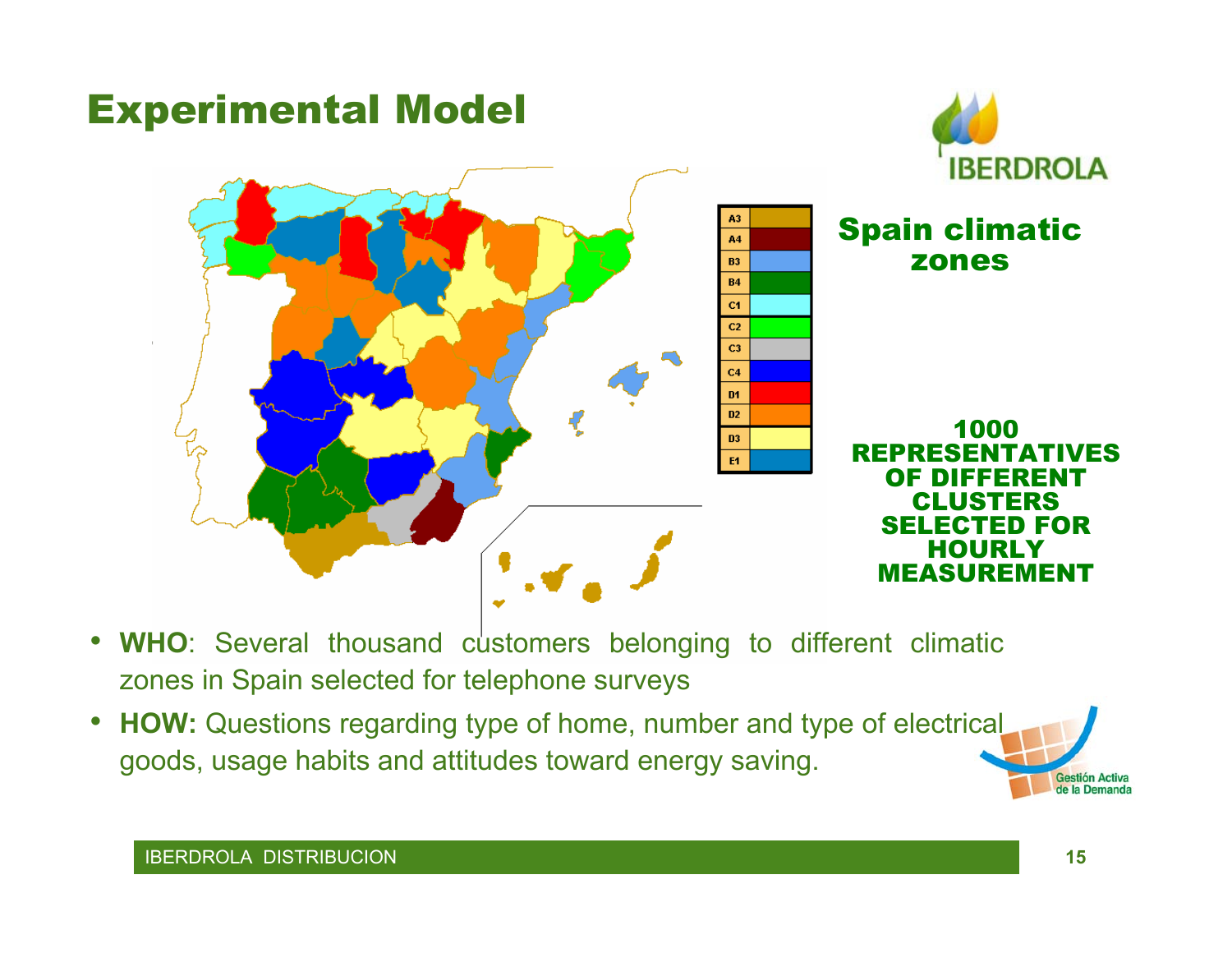# Experimental Model

**Spain climatic zones**

| Zone |
|---|
| A3 |
| A4 |
| B3 |
| B4 |
| C1 |
| C2 |
| C3 |
| C4 |
| D1 |
| D2 |
| D3 |
| E1 |

**1000 REPRESENTATIVES OF DIFFERENT CLUSTERS SELECTED FOR HOURLY MEASUREMENT**

- **WHO**: Several thousand customers belonging to different climatic zones in Spain selected for telephone surveys
- **HOW:** Questions regarding type of home, number and type of electrical goods, usage habits and attitudes toward energy saving.

Gestión Activa de la Demanda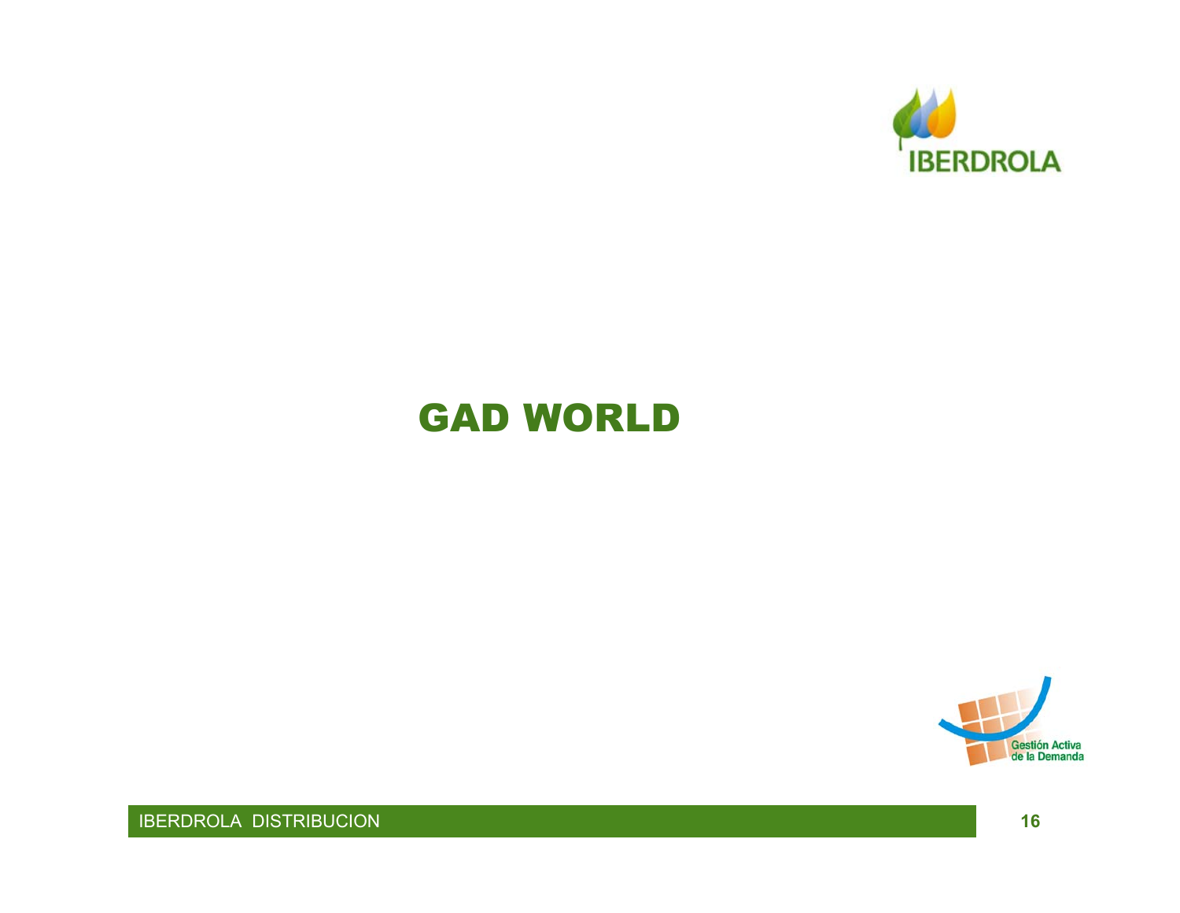# GAD WORLD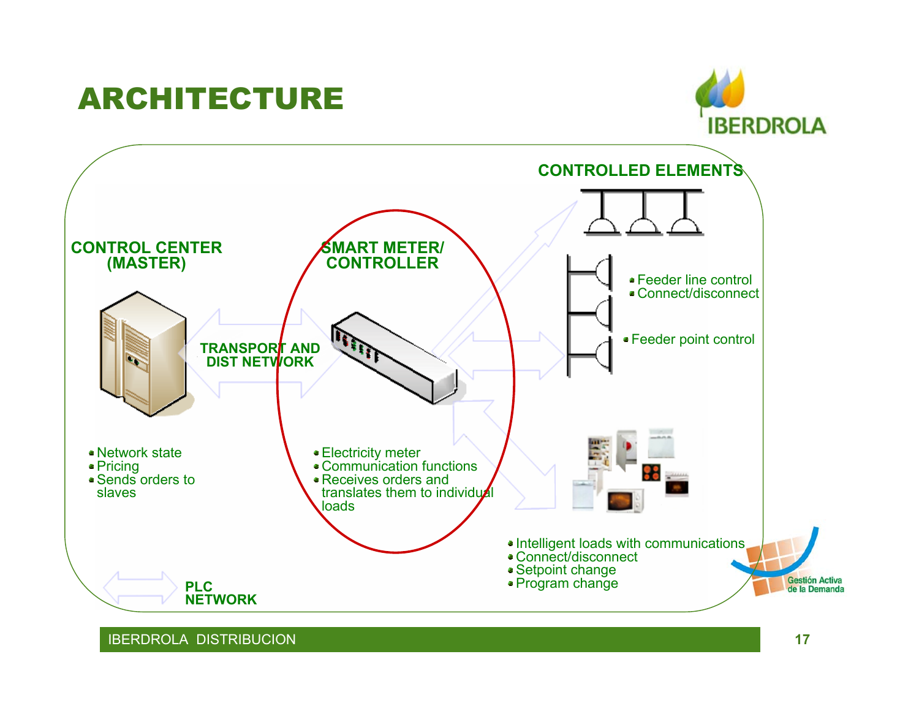# ARCHITECTURE

**CONTROL CENTER (MASTER)**

- Network state
- Pricing
- Sends orders to slaves

**TRANSPORT AND DIST NETWORK**

**SMART METER/ CONTROLLER**

- Electricity meter
- Communication functions
- Receives orders and translates them to individual loads

**CONTROLLED ELEMENTS**

- Feeder line control
- Connect/disconnect
- Feeder point control

- Intelligent loads with communications
- Connect/disconnect
- Setpoint change
- Program change

**PLC NETWORK**

IBERDROLA DISTRIBUCION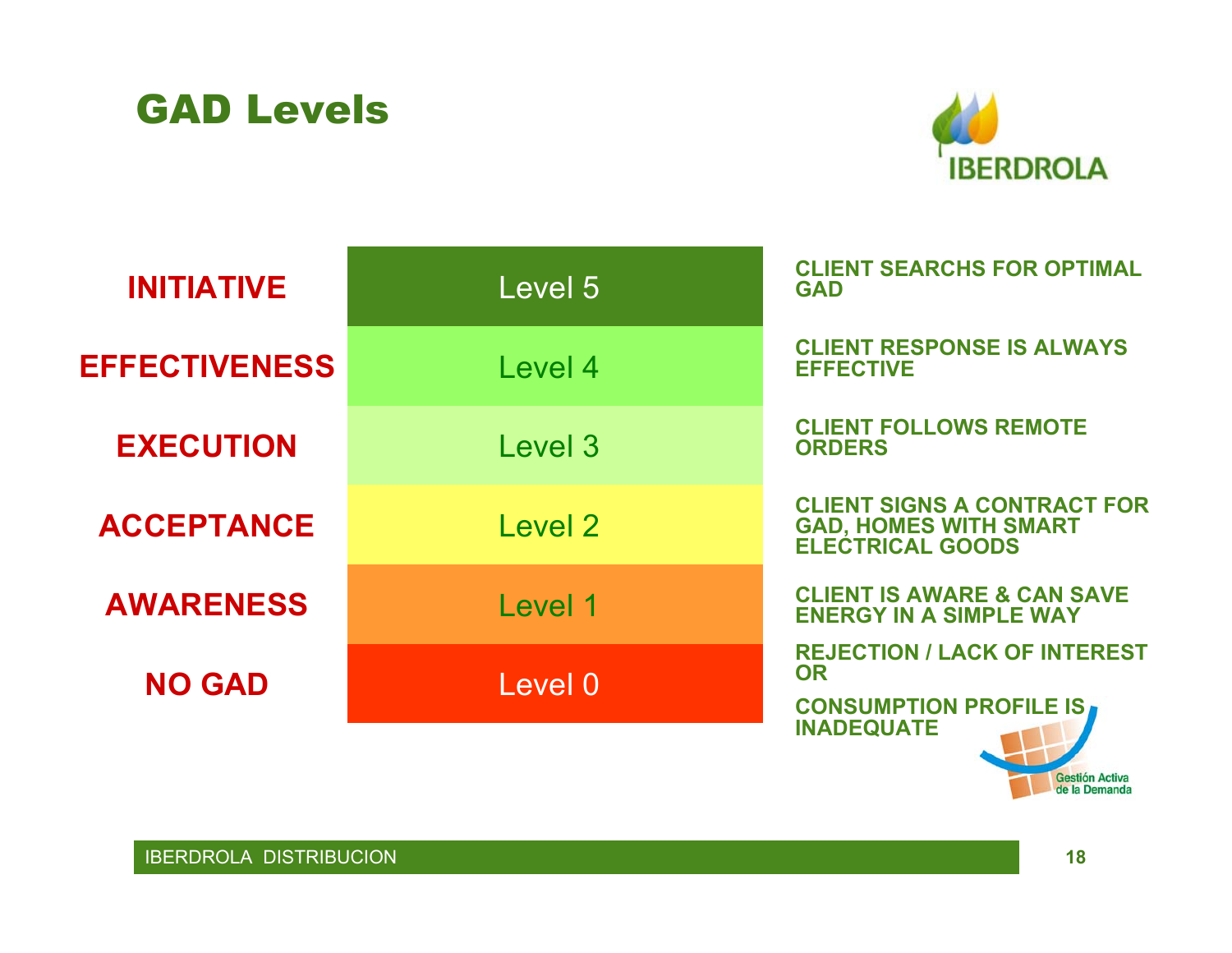# GAD Levels

| | | |
|---|---|---|
| INITIATIVE | Level 5 | CLIENT SEARCHS FOR OPTIMAL GAD |
| EFFECTIVENESS | Level 4 | CLIENT RESPONSE IS ALWAYS EFFECTIVE |
| EXECUTION | Level 3 | CLIENT FOLLOWS REMOTE ORDERS |
| ACCEPTANCE | Level 2 | CLIENT SIGNS A CONTRACT FOR GAD, HOMES WITH SMART ELECTRICAL GOODS |
| AWARENESS | Level 1 | CLIENT IS AWARE & CAN SAVE ENERGY IN A SIMPLE WAY |
| NO GAD | Level 0 | REJECTION / LACK OF INTEREST OR CONSUMPTION PROFILE IS INADEQUATE |

Gestión Activa de la Demanda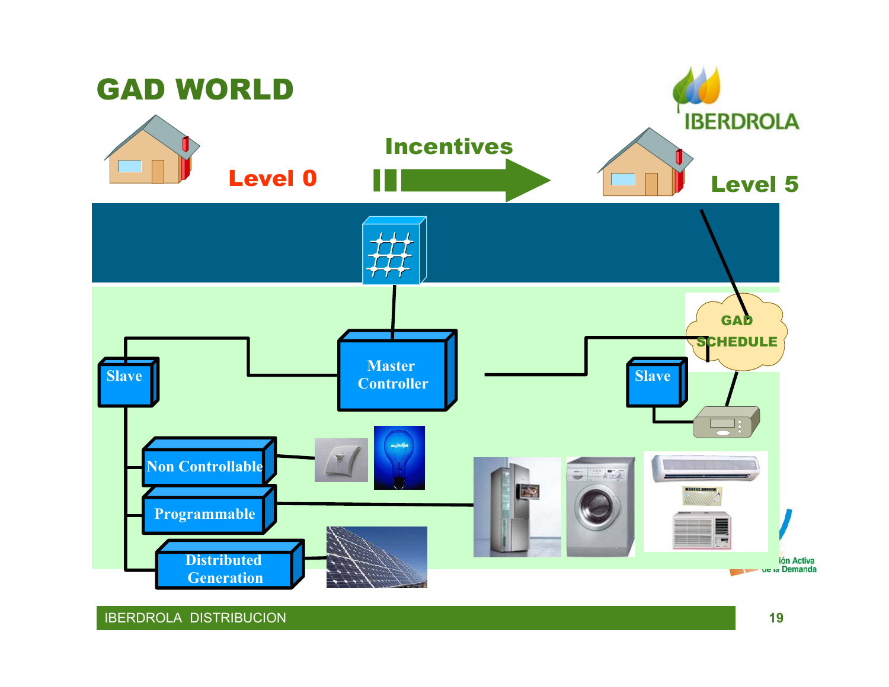# GAD WORLD

Level 0

Incentives

Level 5

GAD SCHEDULE

Master Controller

Slave

Slave

Non Controllable

Programmable

Distributed Generation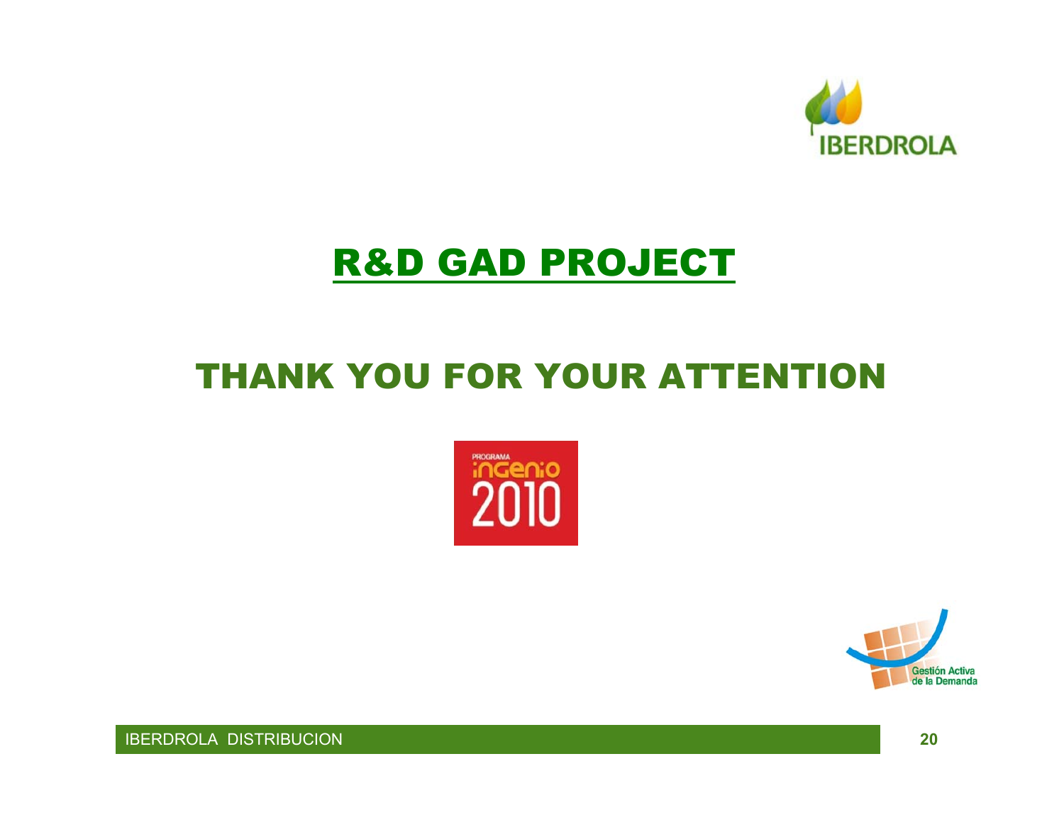# R&D GAD PROJECT

## THANK YOU FOR YOUR ATTENTION